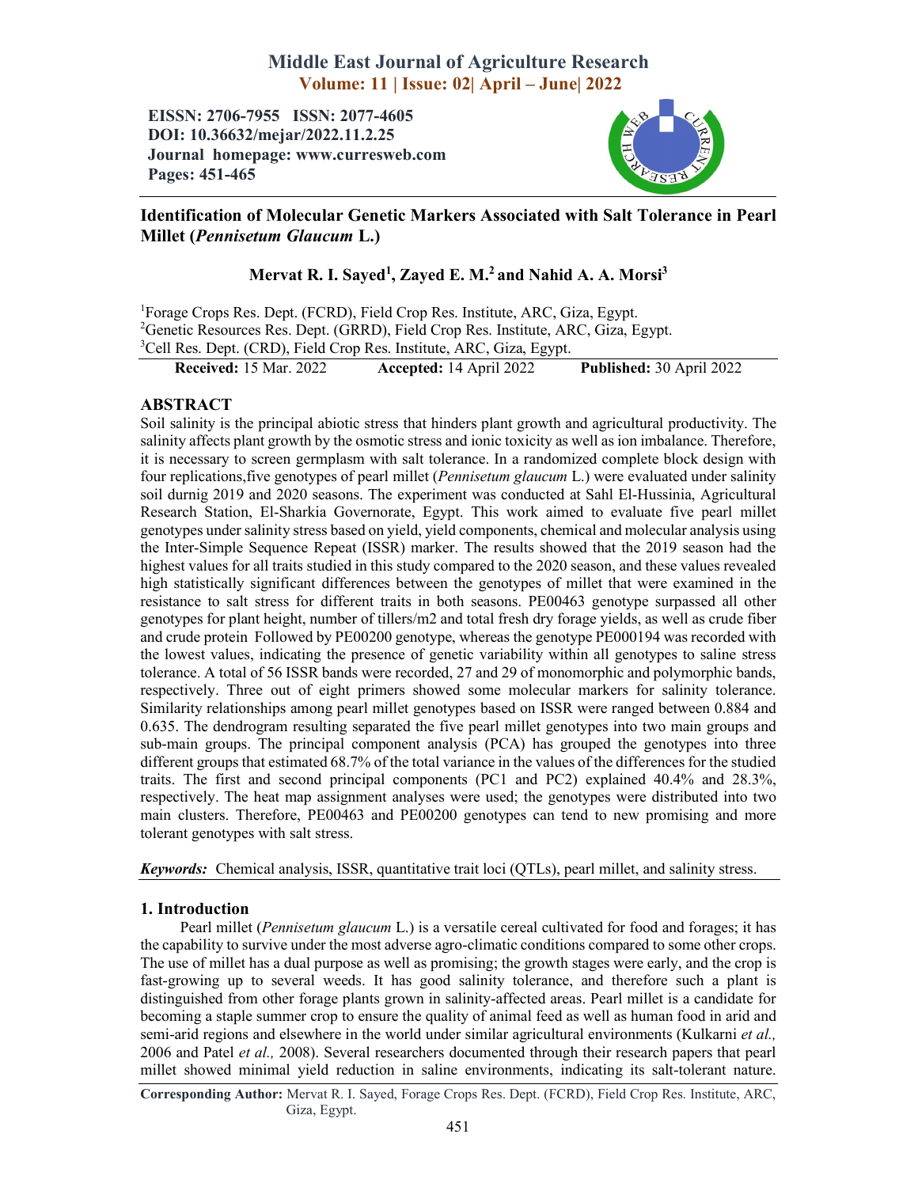# Middle East Journal of Agriculture Research
**Volume: 11 | Issue: 02| April – June| 2022**

**EISSN: 2706-7955 ISSN: 2077-4605**
**DOI: 10.36632/mejar/2022.11.2.25**
**Journal homepage: www.curresweb.com**
**Pages: 451-465**

## Identification of Molecular Genetic Markers Associated with Salt Tolerance in Pearl Millet (*Pennisetum Glaucum* L.)

### Mervat R. I. Sayed[1], Zayed E. M.[2] and Nahid A. A. Morsi[3]

[1]Forage Crops Res. Dept. (FCRD), Field Crop Res. Institute, ARC, Giza, Egypt.
[2]Genetic Resources Res. Dept. (GRRD), Field Crop Res. Institute, ARC, Giza, Egypt.
[3]Cell Res. Dept. (CRD), Field Crop Res. Institute, ARC, Giza, Egypt.

**Received:** 15 Mar. 2022 **Accepted:** 14 April 2022 **Published:** 30 April 2022

## ABSTRACT

Soil salinity is the principal abiotic stress that hinders plant growth and agricultural productivity. The salinity affects plant growth by the osmotic stress and ionic toxicity as well as ion imbalance. Therefore, it is necessary to screen germplasm with salt tolerance. In a randomized complete block design with four replications,five genotypes of pearl millet (*Pennisetum glaucum* L.) were evaluated under salinity soil durnig 2019 and 2020 seasons. The experiment was conducted at Sahl El-Hussinia, Agricultural Research Station, El-Sharkia Governorate, Egypt. This work aimed to evaluate five pearl millet genotypes under salinity stress based on yield, yield components, chemical and molecular analysis using the Inter-Simple Sequence Repeat (ISSR) marker. The results showed that the 2019 season had the highest values for all traits studied in this study compared to the 2020 season, and these values revealed high statistically significant differences between the genotypes of millet that were examined in the resistance to salt stress for different traits in both seasons. PE00463 genotype surpassed all other genotypes for plant height, number of tillers/m2 and total fresh dry forage yields, as well as crude fiber and crude protein Followed by PE00200 genotype, whereas the genotype PE000194 was recorded with the lowest values, indicating the presence of genetic variability within all genotypes to saline stress tolerance. A total of 56 ISSR bands were recorded, 27 and 29 of monomorphic and polymorphic bands, respectively. Three out of eight primers showed some molecular markers for salinity tolerance. Similarity relationships among pearl millet genotypes based on ISSR were ranged between 0.884 and 0.635. The dendrogram resulting separated the five pearl millet genotypes into two main groups and sub-main groups. The principal component analysis (PCA) has grouped the genotypes into three different groups that estimated 68.7% of the total variance in the values of the differences for the studied traits. The first and second principal components (PC1 and PC2) explained 40.4% and 28.3%, respectively. The heat map assignment analyses were used; the genotypes were distributed into two main clusters. Therefore, PE00463 and PE00200 genotypes can tend to new promising and more tolerant genotypes with salt stress.

***Keywords:*** Chemical analysis, ISSR, quantitative trait loci (QTLs), pearl millet, and salinity stress.

## 1. Introduction

Pearl millet (*Pennisetum glaucum* L.) is a versatile cereal cultivated for food and forages; it has the capability to survive under the most adverse agro-climatic conditions compared to some other crops. The use of millet has a dual purpose as well as promising; the growth stages were early, and the crop is fast-growing up to several weeds. It has good salinity tolerance, and therefore such a plant is distinguished from other forage plants grown in salinity-affected areas. Pearl millet is a candidate for becoming a staple summer crop to ensure the quality of animal feed as well as human food in arid and semi-arid regions and elsewhere in the world under similar agricultural environments (Kulkarni *et al.,* 2006 and Patel *et al.,* 2008). Several researchers documented through their research papers that pearl millet showed minimal yield reduction in saline environments, indicating its salt-tolerant nature.

**Corresponding Author:** Mervat R. I. Sayed, Forage Crops Res. Dept. (FCRD), Field Crop Res. Institute, ARC, Giza, Egypt.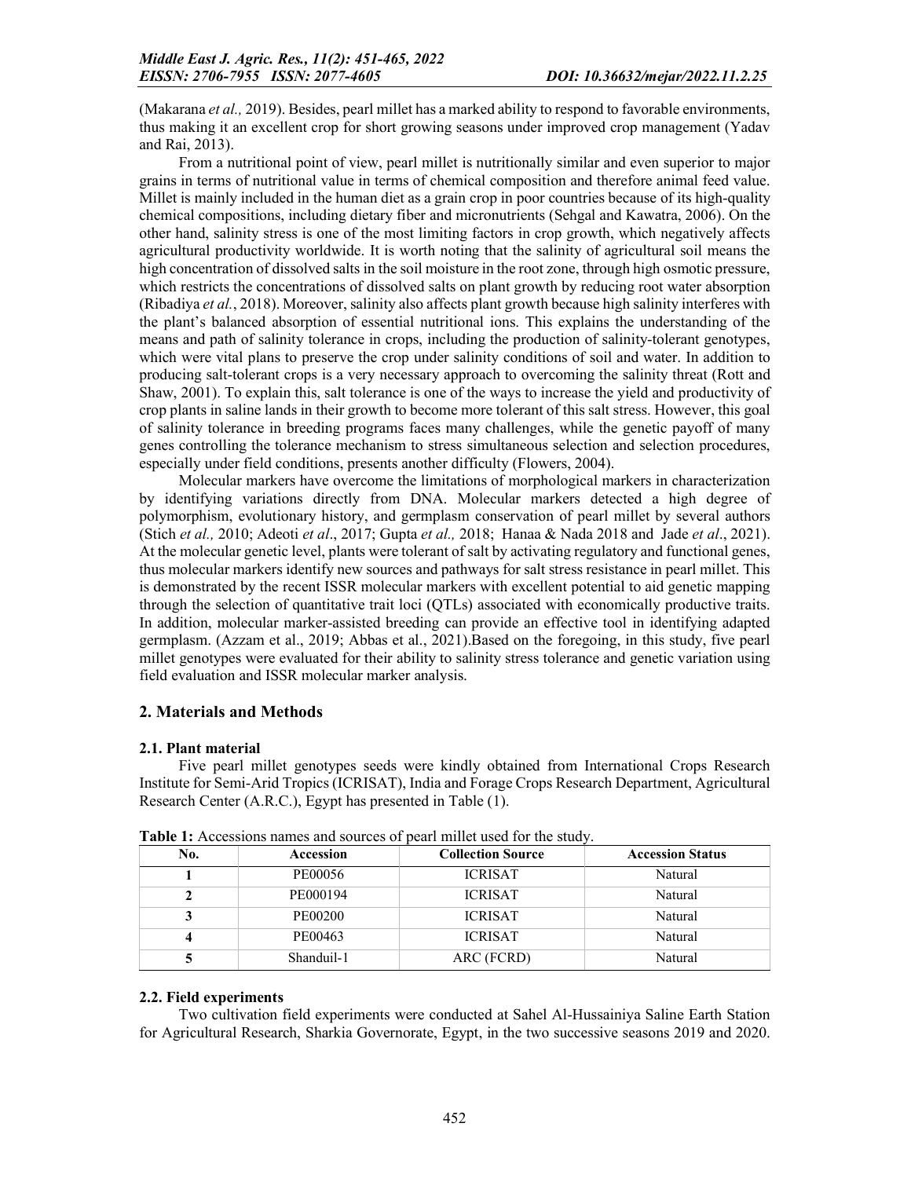(Makarana *et al.,* 2019). Besides, pearl millet has a marked ability to respond to favorable environments, thus making it an excellent crop for short growing seasons under improved crop management (Yadav and Rai, 2013).

From a nutritional point of view, pearl millet is nutritionally similar and even superior to major grains in terms of nutritional value in terms of chemical composition and therefore animal feed value. Millet is mainly included in the human diet as a grain crop in poor countries because of its high-quality chemical compositions, including dietary fiber and micronutrients (Sehgal and Kawatra, 2006). On the other hand, salinity stress is one of the most limiting factors in crop growth, which negatively affects agricultural productivity worldwide. It is worth noting that the salinity of agricultural soil means the high concentration of dissolved salts in the soil moisture in the root zone, through high osmotic pressure, which restricts the concentrations of dissolved salts on plant growth by reducing root water absorption (Ribadiya *et al.*, 2018). Moreover, salinity also affects plant growth because high salinity interferes with the plant's balanced absorption of essential nutritional ions. This explains the understanding of the means and path of salinity tolerance in crops, including the production of salinity-tolerant genotypes, which were vital plans to preserve the crop under salinity conditions of soil and water. In addition to producing salt-tolerant crops is a very necessary approach to overcoming the salinity threat (Rott and Shaw, 2001). To explain this, salt tolerance is one of the ways to increase the yield and productivity of crop plants in saline lands in their growth to become more tolerant of this salt stress. However, this goal of salinity tolerance in breeding programs faces many challenges, while the genetic payoff of many genes controlling the tolerance mechanism to stress simultaneous selection and selection procedures, especially under field conditions, presents another difficulty (Flowers, 2004).

Molecular markers have overcome the limitations of morphological markers in characterization by identifying variations directly from DNA. Molecular markers detected a high degree of polymorphism, evolutionary history, and germplasm conservation of pearl millet by several authors (Stich *et al.,* 2010; Adeoti *et al*., 2017; Gupta *et al.,* 2018; Hanaa & Nada 2018 and Jade *et al*., 2021). At the molecular genetic level, plants were tolerant of salt by activating regulatory and functional genes, thus molecular markers identify new sources and pathways for salt stress resistance in pearl millet. This is demonstrated by the recent ISSR molecular markers with excellent potential to aid genetic mapping through the selection of quantitative trait loci (QTLs) associated with economically productive traits. In addition, molecular marker-assisted breeding can provide an effective tool in identifying adapted germplasm. (Azzam et al., 2019; Abbas et al., 2021).Based on the foregoing, in this study, five pearl millet genotypes were evaluated for their ability to salinity stress tolerance and genetic variation using field evaluation and ISSR molecular marker analysis.

## 2. Materials and Methods

### 2.1. Plant material

Five pearl millet genotypes seeds were kindly obtained from International Crops Research Institute for Semi-Arid Tropics (ICRISAT), India and Forage Crops Research Department, Agricultural Research Center (A.R.C.), Egypt has presented in Table (1).

**Table 1:** Accessions names and sources of pearl millet used for the study.

| No. | Accession | Collection Source | Accession Status |
|---|---|---|---|
| **1** | PE00056 | ICRISAT | Natural |
| **2** | PE000194 | ICRISAT | Natural |
| **3** | PE00200 | ICRISAT | Natural |
| **4** | PE00463 | ICRISAT | Natural |
| **5** | Shanduil-1 | ARC (FCRD) | Natural |

### 2.2. Field experiments

Two cultivation field experiments were conducted at Sahel Al-Hussainiya Saline Earth Station for Agricultural Research, Sharkia Governorate, Egypt, in the two successive seasons 2019 and 2020.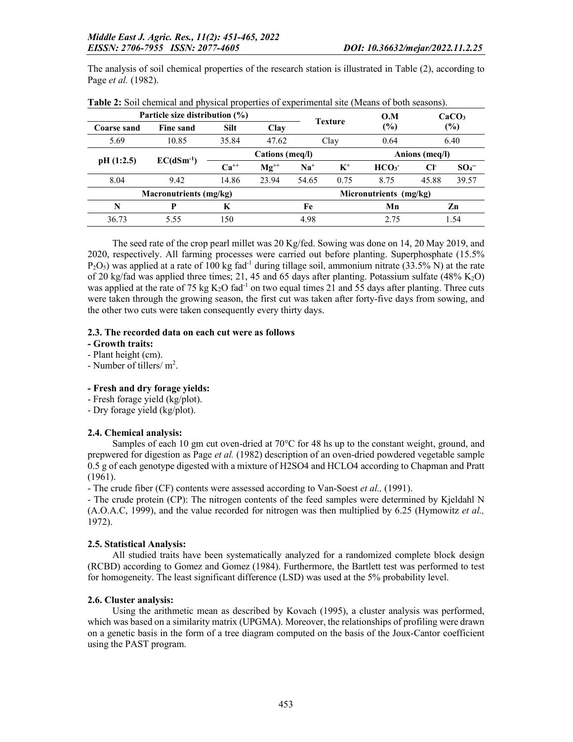The analysis of soil chemical properties of the research station is illustrated in Table (2), according to Page *et al.* (1982).

**Table 2:** Soil chemical and physical properties of experimental site (Means of both seasons).

| Particle size distribution (%) | | | | Texture | | O.M (%) | CaCO$_3$ (%) | |
|---|---|---|---|---|---|---|---|---|
| Coarse sand | Fine sand | Silt | Clay | | | | | |
| 5.69 | 10.85 | 35.84 | 47.62 | Clay | | 0.64 | 6.40 | |
| pH (1:2.5) | EC(dSm$^{-1}$) | Cations (meq/l) | | | | Anions (meq/l) | | |
| | | $Ca^{++}$ | $Mg^{++}$ | $Na^{+}$ | $K^{+}$ | $HCO_3^-$ | $Cl^-$ | $SO_4^{--}$ |
| 8.04 | 9.42 | 14.86 | 23.94 | 54.65 | 0.75 | 8.75 | 45.88 | 39.57 |
| Macronutrients (mg/kg) | | | | Micronutrients (mg/kg) | | | | |
| N | P | K | | Fe | | Mn | Zn | |
| 36.73 | 5.55 | 150 | | 4.98 | | 2.75 | 1.54 | |

The seed rate of the crop pearl millet was 20 Kg/fed. Sowing was done on 14, 20 May 2019, and 2020, respectively. All farming processes were carried out before planting. Superphosphate (15.5% $P_2O_5$) was applied at a rate of 100 kg fad$^{-1}$ during tillage soil, ammonium nitrate (33.5% N) at the rate of 20 kg/fad was applied three times; 21, 45 and 65 days after planting. Potassium sulfate (48% $K_2O$) was applied at the rate of 75 kg $K_2O$ fad$^{-1}$ on two equal times 21 and 55 days after planting. Three cuts were taken through the growing season, the first cut was taken after forty-five days from sowing, and the other two cuts were taken consequently every thirty days.

### 2.3. The recorded data on each cut were as follows

**- Growth traits:**

- Plant height (cm).
- Number of tillers/ m$^2$.

**- Fresh and dry forage yields:**

- Fresh forage yield (kg/plot).
- Dry forage yield (kg/plot).

### 2.4. Chemical analysis:

Samples of each 10 gm cut oven-dried at 70°C for 48 hs up to the constant weight, ground, and prepwered for digestion as Page *et al.* (1982) description of an oven-dried powdered vegetable sample 0.5 g of each genotype digested with a mixture of H2SO4 and HCLO4 according to Chapman and Pratt (1961).

- The crude fiber (CF) contents were assessed according to Van-Soest *et al.,* (1991).
- The crude protein (CP): The nitrogen contents of the feed samples were determined by Kjeldahl N (A.O.A.C, 1999), and the value recorded for nitrogen was then multiplied by 6.25 (Hymowitz *et al.,* 1972).

### 2.5. Statistical Analysis:

All studied traits have been systematically analyzed for a randomized complete block design (RCBD) according to Gomez and Gomez (1984). Furthermore, the Bartlett test was performed to test for homogeneity. The least significant difference (LSD) was used at the 5% probability level.

### 2.6. Cluster analysis:

Using the arithmetic mean as described by Kovach (1995), a cluster analysis was performed, which was based on a similarity matrix (UPGMA). Moreover, the relationships of profiling were drawn on a genetic basis in the form of a tree diagram computed on the basis of the Joux-Cantor coefficient using the PAST program.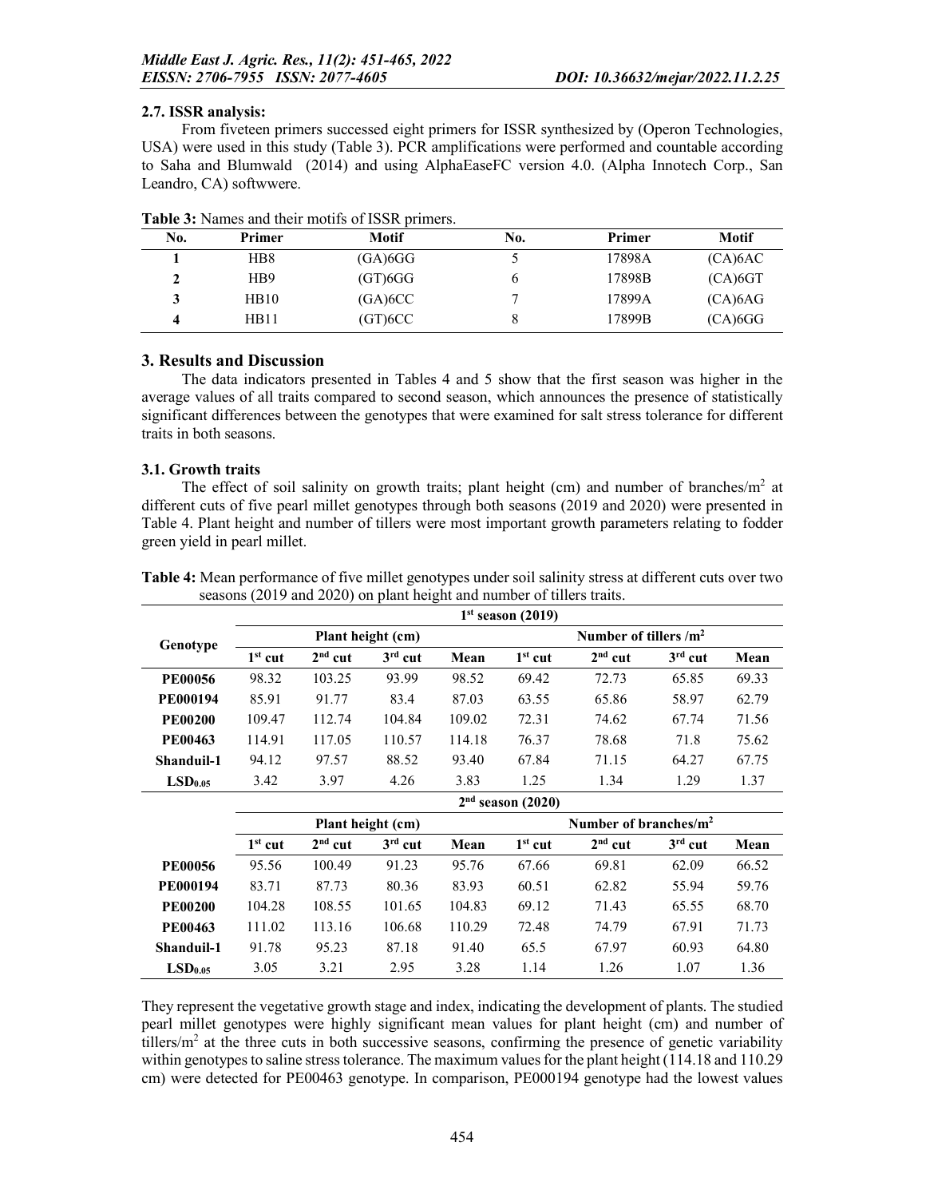### 2.7. ISSR analysis:

From fiveteen primers successed eight primers for ISSR synthesized by (Operon Technologies, USA) were used in this study (Table 3). PCR amplifications were performed and countable according to Saha and Blumwald (2014) and using AlphaEaseFC version 4.0. (Alpha Innotech Corp., San Leandro, CA) softwwere.

**Table 3:** Names and their motifs of ISSR primers.

| No. | Primer | Motif | No. | Primer | Motif |
|---|---|---|---|---|---|
| **1** | HB8 | (GA)6GG | 5 | 17898A | (CA)6AC |
| **2** | HB9 | (GT)6GG | 6 | 17898B | (CA)6GT |
| **3** | HB10 | (GA)6CC | 7 | 17899A | (CA)6AG |
| **4** | HB11 | (GT)6CC | 8 | 17899B | (CA)6GG |

## 3. Results and Discussion

The data indicators presented in Tables 4 and 5 show that the first season was higher in the average values of all traits compared to second season, which announces the presence of statistically significant differences between the genotypes that were examined for salt stress tolerance for different traits in both seasons.

### 3.1. Growth traits

The effect of soil salinity on growth traits; plant height (cm) and number of branches/m$^2$ at different cuts of five pearl millet genotypes through both seasons (2019 and 2020) were presented in Table 4. Plant height and number of tillers were most important growth parameters relating to fodder green yield in pearl millet.

**Table 4:** Mean performance of five millet genotypes under soil salinity stress at different cuts over two seasons (2019 and 2020) on plant height and number of tillers traits.

| Genotype | 1st season (2019) | | | | | | | |
|---|---|---|---|---|---|---|---|---|
| | Plant height (cm) | | | | Number of tillers /m$^2$ | | | |
| | 1st cut | 2nd cut | 3rd cut | Mean | 1st cut | 2nd cut | 3rd cut | Mean |
| **PE00056** | 98.32 | 103.25 | 93.99 | 98.52 | 69.42 | 72.73 | 65.85 | 69.33 |
| **PE000194** | 85.91 | 91.77 | 83.4 | 87.03 | 63.55 | 65.86 | 58.97 | 62.79 |
| **PE00200** | 109.47 | 112.74 | 104.84 | 109.02 | 72.31 | 74.62 | 67.74 | 71.56 |
| **PE00463** | 114.91 | 117.05 | 110.57 | 114.18 | 76.37 | 78.68 | 71.8 | 75.62 |
| **Shanduil-1** | 94.12 | 97.57 | 88.52 | 93.40 | 67.84 | 71.15 | 64.27 | 67.75 |
| **LSD$_{0.05}$** | 3.42 | 3.97 | 4.26 | 3.83 | 1.25 | 1.34 | 1.29 | 1.37 |
| | 2nd season (2020) | | | | | | | |
| | Plant height (cm) | | | | Number of branches/m$^2$ | | | |
| | 1st cut | 2nd cut | 3rd cut | Mean | 1st cut | 2nd cut | 3rd cut | Mean |
| **PE00056** | 95.56 | 100.49 | 91.23 | 95.76 | 67.66 | 69.81 | 62.09 | 66.52 |
| **PE000194** | 83.71 | 87.73 | 80.36 | 83.93 | 60.51 | 62.82 | 55.94 | 59.76 |
| **PE00200** | 104.28 | 108.55 | 101.65 | 104.83 | 69.12 | 71.43 | 65.55 | 68.70 |
| **PE00463** | 111.02 | 113.16 | 106.68 | 110.29 | 72.48 | 74.79 | 67.91 | 71.73 |
| **Shanduil-1** | 91.78 | 95.23 | 87.18 | 91.40 | 65.5 | 67.97 | 60.93 | 64.80 |
| **LSD$_{0.05}$** | 3.05 | 3.21 | 2.95 | 3.28 | 1.14 | 1.26 | 1.07 | 1.36 |

They represent the vegetative growth stage and index, indicating the development of plants. The studied pearl millet genotypes were highly significant mean values for plant height (cm) and number of tillers/m$^2$ at the three cuts in both successive seasons, confirming the presence of genetic variability within genotypes to saline stress tolerance. The maximum values for the plant height (114.18 and 110.29 cm) were detected for PE00463 genotype. In comparison, PE000194 genotype had the lowest values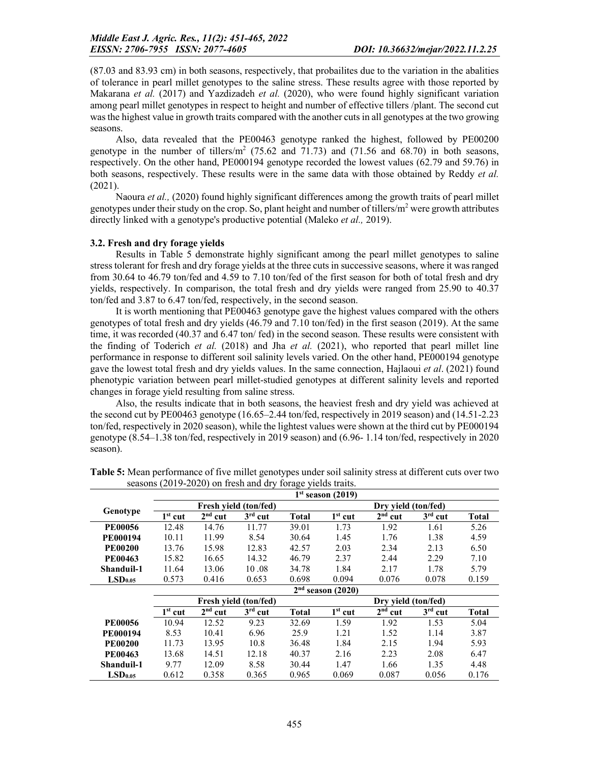(87.03 and 83.93 cm) in both seasons, respectively, that probailites due to the variation in the abalities of tolerance in pearl millet genotypes to the saline stress. These results agree with those reported by Makarana *et al.* (2017) and Yazdizadeh *et al.* (2020), who were found highly significant variation among pearl millet genotypes in respect to height and number of effective tillers /plant. The second cut was the highest value in growth traits compared with the another cuts in all genotypes at the two growing seasons.

Also, data revealed that the PE00463 genotype ranked the highest, followed by PE00200 genotype in the number of tillers/m$^2$ (75.62 and 71.73) and (71.56 and 68.70) in both seasons, respectively. On the other hand, PE000194 genotype recorded the lowest values (62.79 and 59.76) in both seasons, respectively. These results were in the same data with those obtained by Reddy *et al.* (2021).

Naoura *et al.,* (2020) found highly significant differences among the growth traits of pearl millet genotypes under their study on the crop. So, plant height and number of tillers/m$^2$ were growth attributes directly linked with a genotype's productive potential (Maleko *et al.,* 2019).

### 3.2. Fresh and dry forage yields

Results in Table 5 demonstrate highly significant among the pearl millet genotypes to saline stress tolerant for fresh and dry forage yields at the three cuts in successive seasons, where it was ranged from 30.64 to 46.79 ton/fed and 4.59 to 7.10 ton/fed of the first season for both of total fresh and dry yields, respectively. In comparison, the total fresh and dry yields were ranged from 25.90 to 40.37 ton/fed and 3.87 to 6.47 ton/fed, respectively, in the second season.

It is worth mentioning that PE00463 genotype gave the highest values compared with the others genotypes of total fresh and dry yields (46.79 and 7.10 ton/fed) in the first season (2019). At the same time, it was recorded (40.37 and 6.47 ton/ fed) in the second season. These results were consistent with the finding of Toderich *et al.* (2018) and Jha *et al.* (2021), who reported that pearl millet line performance in response to different soil salinity levels varied. On the other hand, PE000194 genotype gave the lowest total fresh and dry yields values. In the same connection, Hajlaoui *et al*. (2021) found phenotypic variation between pearl millet-studied genotypes at different salinity levels and reported changes in forage yield resulting from saline stress.

Also, the results indicate that in both seasons, the heaviest fresh and dry yield was achieved at the second cut by PE00463 genotype (16.65–2.44 ton/fed, respectively in 2019 season) and (14.51-2.23 ton/fed, respectively in 2020 season), while the lightest values were shown at the third cut by PE000194 genotype (8.54–1.38 ton/fed, respectively in 2019 season) and (6.96- 1.14 ton/fed, respectively in 2020 season).

**Table 5:** Mean performance of five millet genotypes under soil salinity stress at different cuts over two seasons (2019-2020) on fresh and dry forage yields traits.

| Genotype | 1st season (2019) | | | | | | | |
|---|---|---|---|---|---|---|---|---|
| | Fresh yield (ton/fed) | | | | Dry yield (ton/fed) | | | |
| | 1st cut | 2nd cut | 3rd cut | Total | 1st cut | 2nd cut | 3rd cut | Total |
| **PE00056** | 12.48 | 14.76 | 11.77 | 39.01 | 1.73 | 1.92 | 1.61 | 5.26 |
| **PE000194** | 10.11 | 11.99 | 8.54 | 30.64 | 1.45 | 1.76 | 1.38 | 4.59 |
| **PE00200** | 13.76 | 15.98 | 12.83 | 42.57 | 2.03 | 2.34 | 2.13 | 6.50 |
| **PE00463** | 15.82 | 16.65 | 14.32 | 46.79 | 2.37 | 2.44 | 2.29 | 7.10 |
| **Shanduil-1** | 11.64 | 13.06 | 10 .08 | 34.78 | 1.84 | 2.17 | 1.78 | 5.79 |
| **$LSD_{0.05}$** | 0.573 | 0.416 | 0.653 | 0.698 | 0.094 | 0.076 | 0.078 | 0.159 |
| | 2nd season (2020) | | | | | | | |
| | Fresh yield (ton/fed) | | | | Dry yield (ton/fed) | | | |
| | 1st cut | 2nd cut | 3rd cut | Total | 1st cut | 2nd cut | 3rd cut | Total |
| **PE00056** | 10.94 | 12.52 | 9.23 | 32.69 | 1.59 | 1.92 | 1.53 | 5.04 |
| **PE000194** | 8.53 | 10.41 | 6.96 | 25.9 | 1.21 | 1.52 | 1.14 | 3.87 |
| **PE00200** | 11.73 | 13.95 | 10.8 | 36.48 | 1.84 | 2.15 | 1.94 | 5.93 |
| **PE00463** | 13.68 | 14.51 | 12.18 | 40.37 | 2.16 | 2.23 | 2.08 | 6.47 |
| **Shanduil-1** | 9.77 | 12.09 | 8.58 | 30.44 | 1.47 | 1.66 | 1.35 | 4.48 |
| **$LSD_{0.05}$** | 0.612 | 0.358 | 0.365 | 0.965 | 0.069 | 0.087 | 0.056 | 0.176 |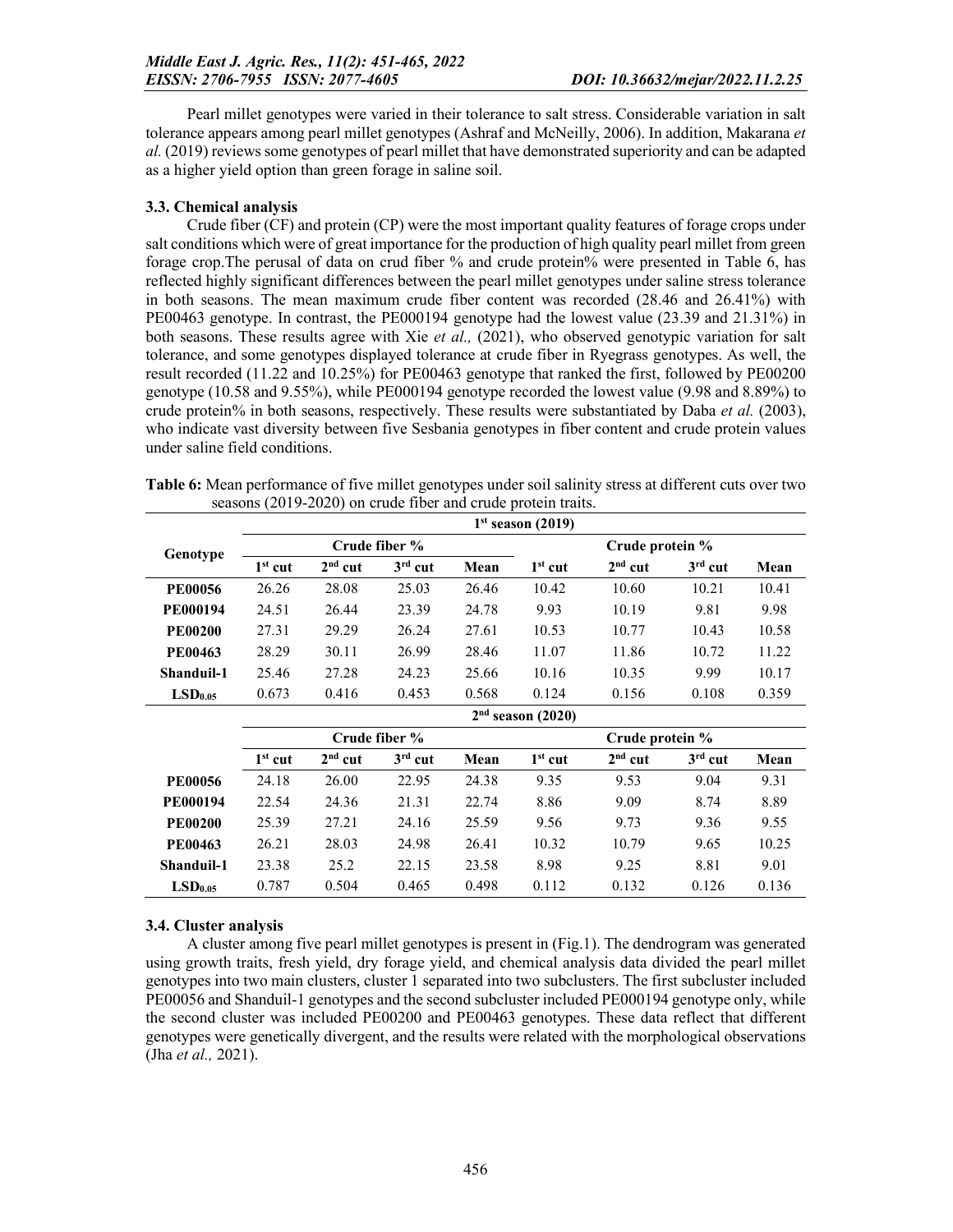Pearl millet genotypes were varied in their tolerance to salt stress. Considerable variation in salt tolerance appears among pearl millet genotypes (Ashraf and McNeilly, 2006). In addition, Makarana *et al.* (2019) reviews some genotypes of pearl millet that have demonstrated superiority and can be adapted as a higher yield option than green forage in saline soil.

### 3.3. Chemical analysis

Crude fiber (CF) and protein (CP) were the most important quality features of forage crops under salt conditions which were of great importance for the production of high quality pearl millet from green forage crop.The perusal of data on crud fiber % and crude protein% were presented in Table 6, has reflected highly significant differences between the pearl millet genotypes under saline stress tolerance in both seasons. The mean maximum crude fiber content was recorded (28.46 and 26.41%) with PE00463 genotype. In contrast, the PE000194 genotype had the lowest value (23.39 and 21.31%) in both seasons. These results agree with Xie *et al.,* (2021), who observed genotypic variation for salt tolerance, and some genotypes displayed tolerance at crude fiber in Ryegrass genotypes. As well, the result recorded (11.22 and 10.25%) for PE00463 genotype that ranked the first, followed by PE00200 genotype (10.58 and 9.55%), while PE000194 genotype recorded the lowest value (9.98 and 8.89%) to crude protein% in both seasons, respectively. These results were substantiated by Daba *et al.* (2003), who indicate vast diversity between five Sesbania genotypes in fiber content and crude protein values under saline field conditions.

**Table 6:** Mean performance of five millet genotypes under soil salinity stress at different cuts over two seasons (2019-2020) on crude fiber and crude protein traits.

| Genotype | 1st season (2019) | | | | | | | |
|---|---|---|---|---|---|---|---|---|
| | Crude fiber % | | | | Crude protein % | | | |
| | 1st cut | 2nd cut | 3rd cut | Mean | 1st cut | 2nd cut | 3rd cut | Mean |
| **PE00056** | 26.26 | 28.08 | 25.03 | 26.46 | 10.42 | 10.60 | 10.21 | 10.41 |
| **PE000194** | 24.51 | 26.44 | 23.39 | 24.78 | 9.93 | 10.19 | 9.81 | 9.98 |
| **PE00200** | 27.31 | 29.29 | 26.24 | 27.61 | 10.53 | 10.77 | 10.43 | 10.58 |
| **PE00463** | 28.29 | 30.11 | 26.99 | 28.46 | 11.07 | 11.86 | 10.72 | 11.22 |
| **Shanduil-1** | 25.46 | 27.28 | 24.23 | 25.66 | 10.16 | 10.35 | 9.99 | 10.17 |
| **$LSD_{0.05}$** | 0.673 | 0.416 | 0.453 | 0.568 | 0.124 | 0.156 | 0.108 | 0.359 |
| | 2nd season (2020) | | | | | | | |
| | Crude fiber % | | | | Crude protein % | | | |
| | 1st cut | 2nd cut | 3rd cut | Mean | 1st cut | 2nd cut | 3rd cut | Mean |
| **PE00056** | 24.18 | 26.00 | 22.95 | 24.38 | 9.35 | 9.53 | 9.04 | 9.31 |
| **PE000194** | 22.54 | 24.36 | 21.31 | 22.74 | 8.86 | 9.09 | 8.74 | 8.89 |
| **PE00200** | 25.39 | 27.21 | 24.16 | 25.59 | 9.56 | 9.73 | 9.36 | 9.55 |
| **PE00463** | 26.21 | 28.03 | 24.98 | 26.41 | 10.32 | 10.79 | 9.65 | 10.25 |
| **Shanduil-1** | 23.38 | 25.2 | 22.15 | 23.58 | 8.98 | 9.25 | 8.81 | 9.01 |
| **$LSD_{0.05}$** | 0.787 | 0.504 | 0.465 | 0.498 | 0.112 | 0.132 | 0.126 | 0.136 |

### 3.4. Cluster analysis

A cluster among five pearl millet genotypes is present in (Fig.1). The dendrogram was generated using growth traits, fresh yield, dry forage yield, and chemical analysis data divided the pearl millet genotypes into two main clusters, cluster 1 separated into two subclusters. The first subcluster included PE00056 and Shanduil-1 genotypes and the second subcluster included PE000194 genotype only, while the second cluster was included PE00200 and PE00463 genotypes. These data reflect that different genotypes were genetically divergent, and the results were related with the morphological observations (Jha *et al.,* 2021).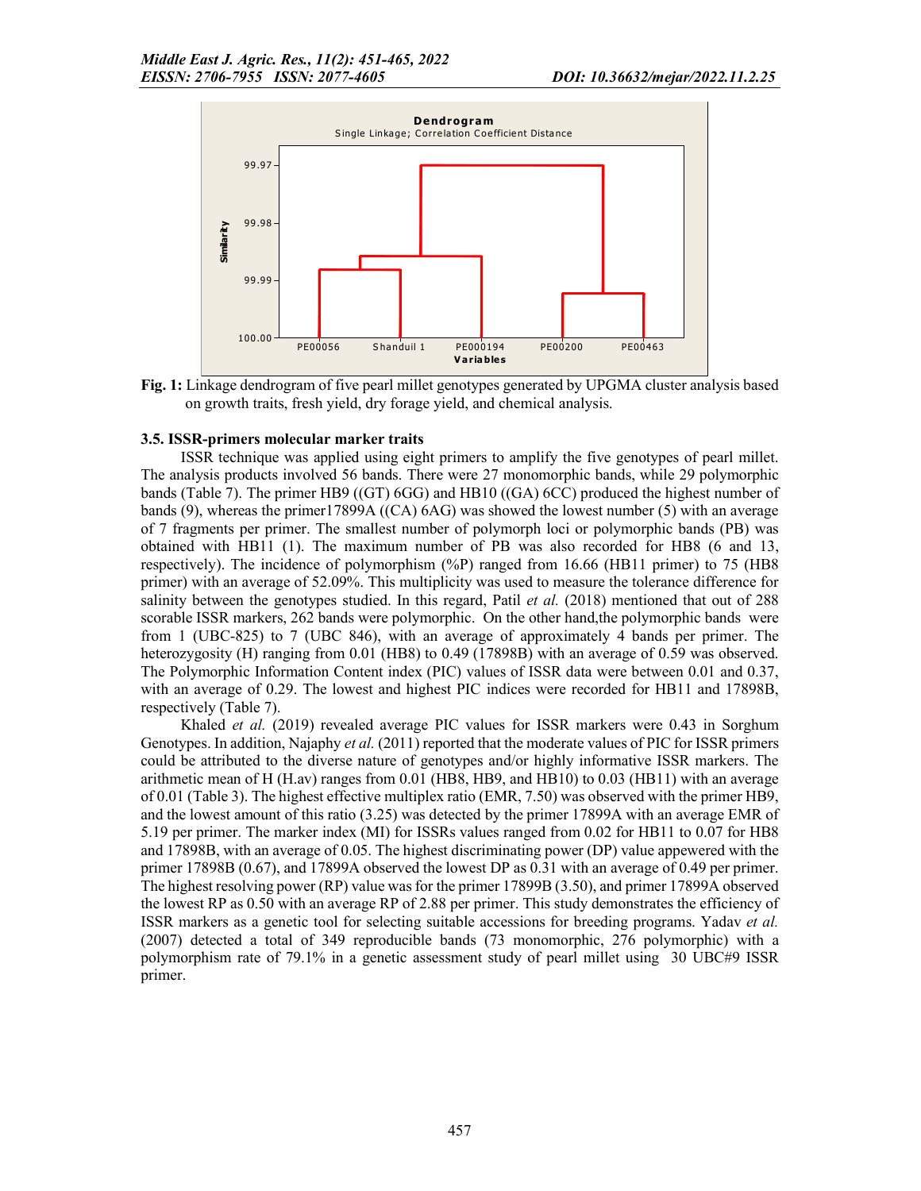Fig. 1: Linkage dendrogram of five pearl millet genotypes generated by UPGMA cluster analysis based on growth traits, fresh yield, dry forage yield, and chemical analysis.

### 3.5. ISSR-primers molecular marker traits

ISSR technique was applied using eight primers to amplify the five genotypes of pearl millet. The analysis products involved 56 bands. There were 27 monomorphic bands, while 29 polymorphic bands (Table 7). The primer HB9 ((GT) 6GG) and HB10 ((GA) 6CC) produced the highest number of bands (9), whereas the primer17899A ((CA) 6AG) was showed the lowest number (5) with an average of 7 fragments per primer. The smallest number of polymorph loci or polymorphic bands (PB) was obtained with HB11 (1). The maximum number of PB was also recorded for HB8 (6 and 13, respectively). The incidence of polymorphism (%P) ranged from 16.66 (HB11 primer) to 75 (HB8 primer) with an average of 52.09%. This multiplicity was used to measure the tolerance difference for salinity between the genotypes studied. In this regard, Patil *et al.* (2018) mentioned that out of 288 scorable ISSR markers, 262 bands were polymorphic. On the other hand,the polymorphic bands were from 1 (UBC-825) to 7 (UBC 846), with an average of approximately 4 bands per primer. The heterozygosity (H) ranging from 0.01 (HB8) to 0.49 (17898B) with an average of 0.59 was observed. The Polymorphic Information Content index (PIC) values of ISSR data were between 0.01 and 0.37, with an average of 0.29. The lowest and highest PIC indices were recorded for HB11 and 17898B, respectively (Table 7).

Khaled *et al.* (2019) revealed average PIC values for ISSR markers were 0.43 in Sorghum Genotypes. In addition, Najaphy *et al.* (2011) reported that the moderate values of PIC for ISSR primers could be attributed to the diverse nature of genotypes and/or highly informative ISSR markers. The arithmetic mean of H (H.av) ranges from 0.01 (HB8, HB9, and HB10) to 0.03 (HB11) with an average of 0.01 (Table 3). The highest effective multiplex ratio (EMR, 7.50) was observed with the primer HB9, and the lowest amount of this ratio (3.25) was detected by the primer 17899A with an average EMR of 5.19 per primer. The marker index (MI) for ISSRs values ranged from 0.02 for HB11 to 0.07 for HB8 and 17898B, with an average of 0.05. The highest discriminating power (DP) value appewered with the primer 17898B (0.67), and 17899A observed the lowest DP as 0.31 with an average of 0.49 per primer. The highest resolving power (RP) value was for the primer 17899B (3.50), and primer 17899A observed the lowest RP as 0.50 with an average RP of 2.88 per primer. This study demonstrates the efficiency of ISSR markers as a genetic tool for selecting suitable accessions for breeding programs. Yadav *et al.* (2007) detected a total of 349 reproducible bands (73 monomorphic, 276 polymorphic) with a polymorphism rate of 79.1% in a genetic assessment study of pearl millet using 30 UBC#9 ISSR primer.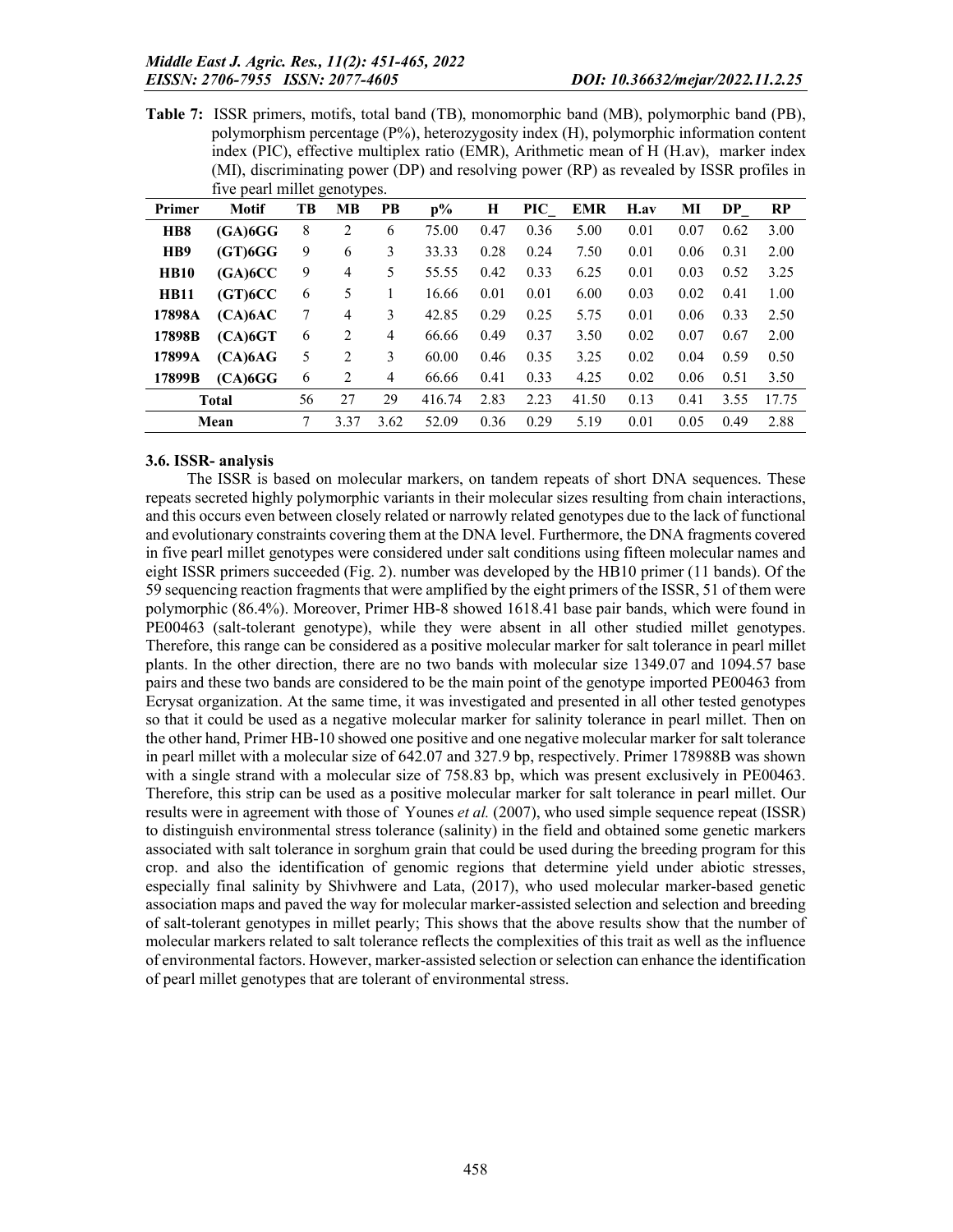**Table 7:** ISSR primers, motifs, total band (TB), monomorphic band (MB), polymorphic band (PB), polymorphism percentage (P%), heterozygosity index (H), polymorphic information content index (PIC), effective multiplex ratio (EMR), Arithmetic mean of H (H.av), marker index (MI), discriminating power (DP) and resolving power (RP) as revealed by ISSR profiles in five pearl millet genotypes.

| Primer | Motif | TB | MB | PB | p% | H | PIC_ | EMR | H.av | MI | DP_ | RP |
|---|---|---|---|---|---|---|---|---|---|---|---|---|
| **HB8** | **(GA)6GG** | 8 | 2 | 6 | 75.00 | 0.47 | 0.36 | 5.00 | 0.01 | 0.07 | 0.62 | 3.00 |
| **HB9** | **(GT)6GG** | 9 | 6 | 3 | 33.33 | 0.28 | 0.24 | 7.50 | 0.01 | 0.06 | 0.31 | 2.00 |
| **HB10** | **(GA)6CC** | 9 | 4 | 5 | 55.55 | 0.42 | 0.33 | 6.25 | 0.01 | 0.03 | 0.52 | 3.25 |
| **HB11** | **(GT)6CC** | 6 | 5 | 1 | 16.66 | 0.01 | 0.01 | 6.00 | 0.03 | 0.02 | 0.41 | 1.00 |
| **17898A** | **(CA)6AC** | 7 | 4 | 3 | 42.85 | 0.29 | 0.25 | 5.75 | 0.01 | 0.06 | 0.33 | 2.50 |
| **17898B** | **(CA)6GT** | 6 | 2 | 4 | 66.66 | 0.49 | 0.37 | 3.50 | 0.02 | 0.07 | 0.67 | 2.00 |
| **17899A** | **(CA)6AG** | 5 | 2 | 3 | 60.00 | 0.46 | 0.35 | 3.25 | 0.02 | 0.04 | 0.59 | 0.50 |
| **17899B** | **(CA)6GG** | 6 | 2 | 4 | 66.66 | 0.41 | 0.33 | 4.25 | 0.02 | 0.06 | 0.51 | 3.50 |
| **Total** | | 56 | 27 | 29 | 416.74 | 2.83 | 2.23 | 41.50 | 0.13 | 0.41 | 3.55 | 17.75 |
| **Mean** | | 7 | 3.37 | 3.62 | 52.09 | 0.36 | 0.29 | 5.19 | 0.01 | 0.05 | 0.49 | 2.88 |

### 3.6. ISSR- analysis

The ISSR is based on molecular markers, on tandem repeats of short DNA sequences. These repeats secreted highly polymorphic variants in their molecular sizes resulting from chain interactions, and this occurs even between closely related or narrowly related genotypes due to the lack of functional and evolutionary constraints covering them at the DNA level. Furthermore, the DNA fragments covered in five pearl millet genotypes were considered under salt conditions using fifteen molecular names and eight ISSR primers succeeded (Fig. 2). number was developed by the HB10 primer (11 bands). Of the 59 sequencing reaction fragments that were amplified by the eight primers of the ISSR, 51 of them were polymorphic (86.4%). Moreover, Primer HB-8 showed 1618.41 base pair bands, which were found in PE00463 (salt-tolerant genotype), while they were absent in all other studied millet genotypes. Therefore, this range can be considered as a positive molecular marker for salt tolerance in pearl millet plants. In the other direction, there are no two bands with molecular size 1349.07 and 1094.57 base pairs and these two bands are considered to be the main point of the genotype imported PE00463 from Ecrysat organization. At the same time, it was investigated and presented in all other tested genotypes so that it could be used as a negative molecular marker for salinity tolerance in pearl millet. Then on the other hand, Primer HB-10 showed one positive and one negative molecular marker for salt tolerance in pearl millet with a molecular size of 642.07 and 327.9 bp, respectively. Primer 178988B was shown with a single strand with a molecular size of 758.83 bp, which was present exclusively in PE00463. Therefore, this strip can be used as a positive molecular marker for salt tolerance in pearl millet. Our results were in agreement with those of Younes *et al.* (2007), who used simple sequence repeat (ISSR) to distinguish environmental stress tolerance (salinity) in the field and obtained some genetic markers associated with salt tolerance in sorghum grain that could be used during the breeding program for this crop. and also the identification of genomic regions that determine yield under abiotic stresses, especially final salinity by Shivhwere and Lata, (2017), who used molecular marker-based genetic association maps and paved the way for molecular marker-assisted selection and selection and breeding of salt-tolerant genotypes in millet pearly; This shows that the above results show that the number of molecular markers related to salt tolerance reflects the complexities of this trait as well as the influence of environmental factors. However, marker-assisted selection or selection can enhance the identification of pearl millet genotypes that are tolerant of environmental stress.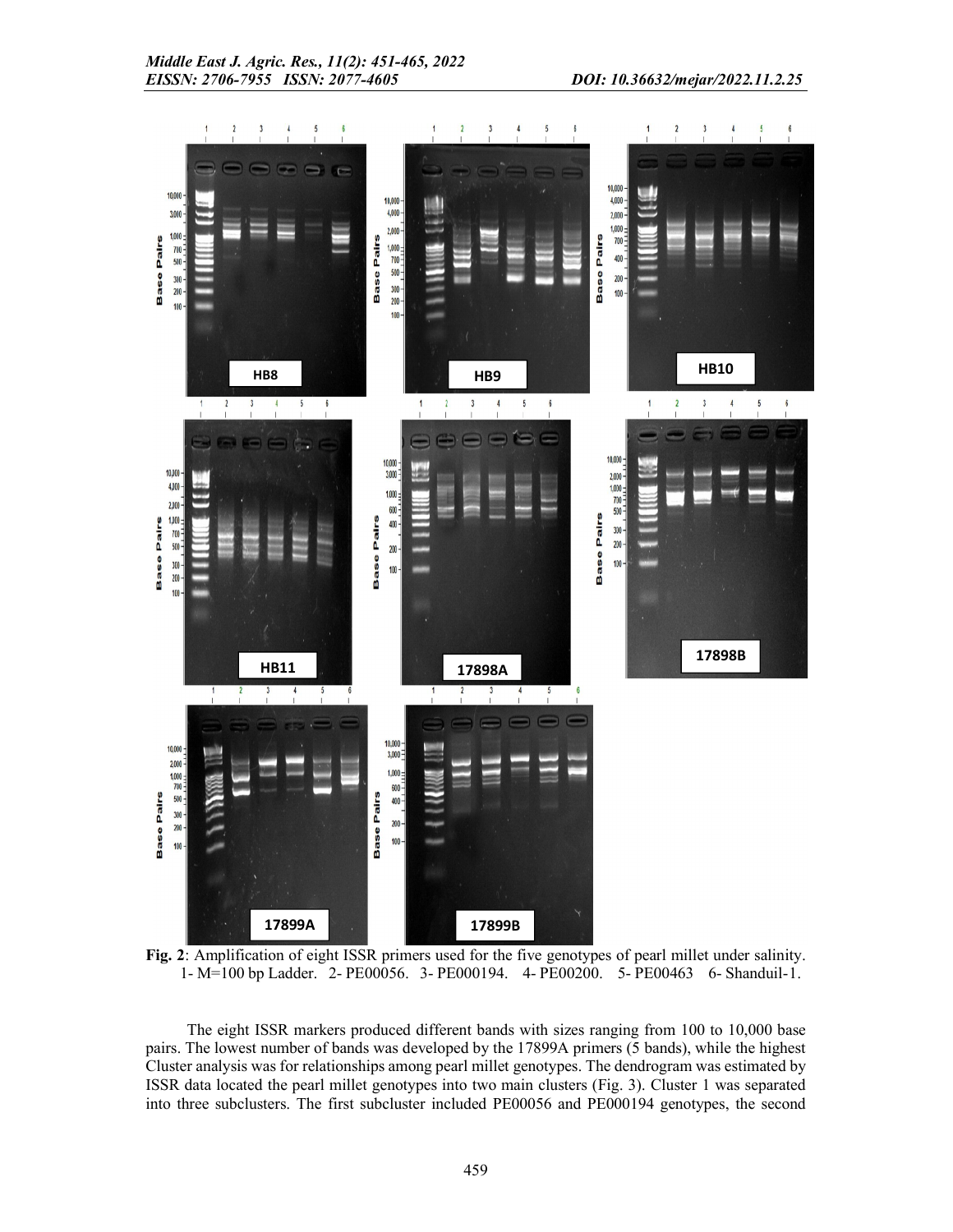**Fig. 2**: Amplification of eight ISSR primers used for the five genotypes of pearl millet under salinity. 1- M=100 bp Ladder. 2- PE00056. 3- PE000194. 4- PE00200. 5- PE00463 6- Shanduil-1.

The eight ISSR markers produced different bands with sizes ranging from 100 to 10,000 base pairs. The lowest number of bands was developed by the 17899A primers (5 bands), while the highest Cluster analysis was for relationships among pearl millet genotypes. The dendrogram was estimated by ISSR data located the pearl millet genotypes into two main clusters (Fig. 3). Cluster 1 was separated into three subclusters. The first subcluster included PE00056 and PE000194 genotypes, the second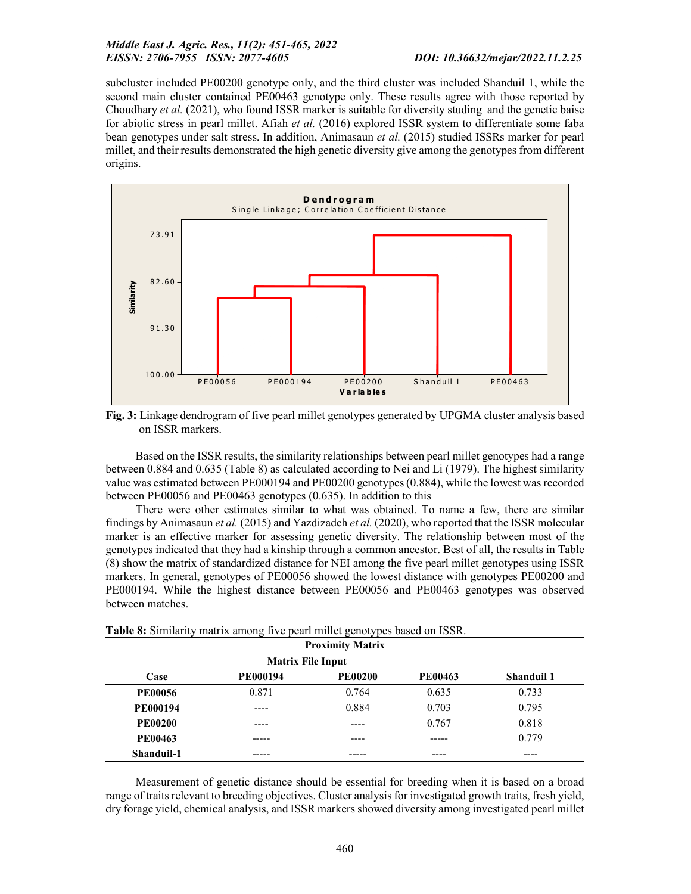subcluster included PE00200 genotype only, and the third cluster was included Shanduil 1, while the second main cluster contained PE00463 genotype only. These results agree with those reported by Choudhary *et al.* (2021), who found ISSR marker is suitable for diversity studing and the genetic baise for abiotic stress in pearl millet. Afiah *et al.* (2016) explored ISSR system to differentiate some faba bean genotypes under salt stress. In addition, Animasaun *et al.* (2015) studied ISSRs marker for pearl millet, and their results demonstrated the high genetic diversity give among the genotypes from different origins.

**Fig. 3:** Linkage dendrogram of five pearl millet genotypes generated by UPGMA cluster analysis based on ISSR markers.

Based on the ISSR results, the similarity relationships between pearl millet genotypes had a range between 0.884 and 0.635 (Table 8) as calculated according to Nei and Li (1979). The highest similarity value was estimated between PE000194 and PE00200 genotypes (0.884), while the lowest was recorded between PE00056 and PE00463 genotypes (0.635). In addition to this

There were other estimates similar to what was obtained. To name a few, there are similar findings by Animasaun *et al.* (2015) and Yazdizadeh *et al.* (2020), who reported that the ISSR molecular marker is an effective marker for assessing genetic diversity. The relationship between most of the genotypes indicated that they had a kinship through a common ancestor. Best of all, the results in Table (8) show the matrix of standardized distance for NEI among the five pearl millet genotypes using ISSR markers. In general, genotypes of PE00056 showed the lowest distance with genotypes PE00200 and PE000194. While the highest distance between PE00056 and PE00463 genotypes was observed between matches.

**Table 8:** Similarity matrix among five pearl millet genotypes based on ISSR.

| Proximity Matrix | | | | |
|---|---|---|---|---|
| Matrix File Input | | | | |
| **Case** | **PE000194** | **PE00200** | **PE00463** | **Shanduil 1** |
| **PE00056** | 0.871 | 0.764 | 0.635 | 0.733 |
| **PE000194** | ---- | 0.884 | 0.703 | 0.795 |
| **PE00200** | ---- | ---- | 0.767 | 0.818 |
| **PE00463** | ----- | ---- | ----- | 0.779 |
| **Shanduil-1** | ----- | ----- | ---- | ---- |

Measurement of genetic distance should be essential for breeding when it is based on a broad range of traits relevant to breeding objectives. Cluster analysis for investigated growth traits, fresh yield, dry forage yield, chemical analysis, and ISSR markers showed diversity among investigated pearl millet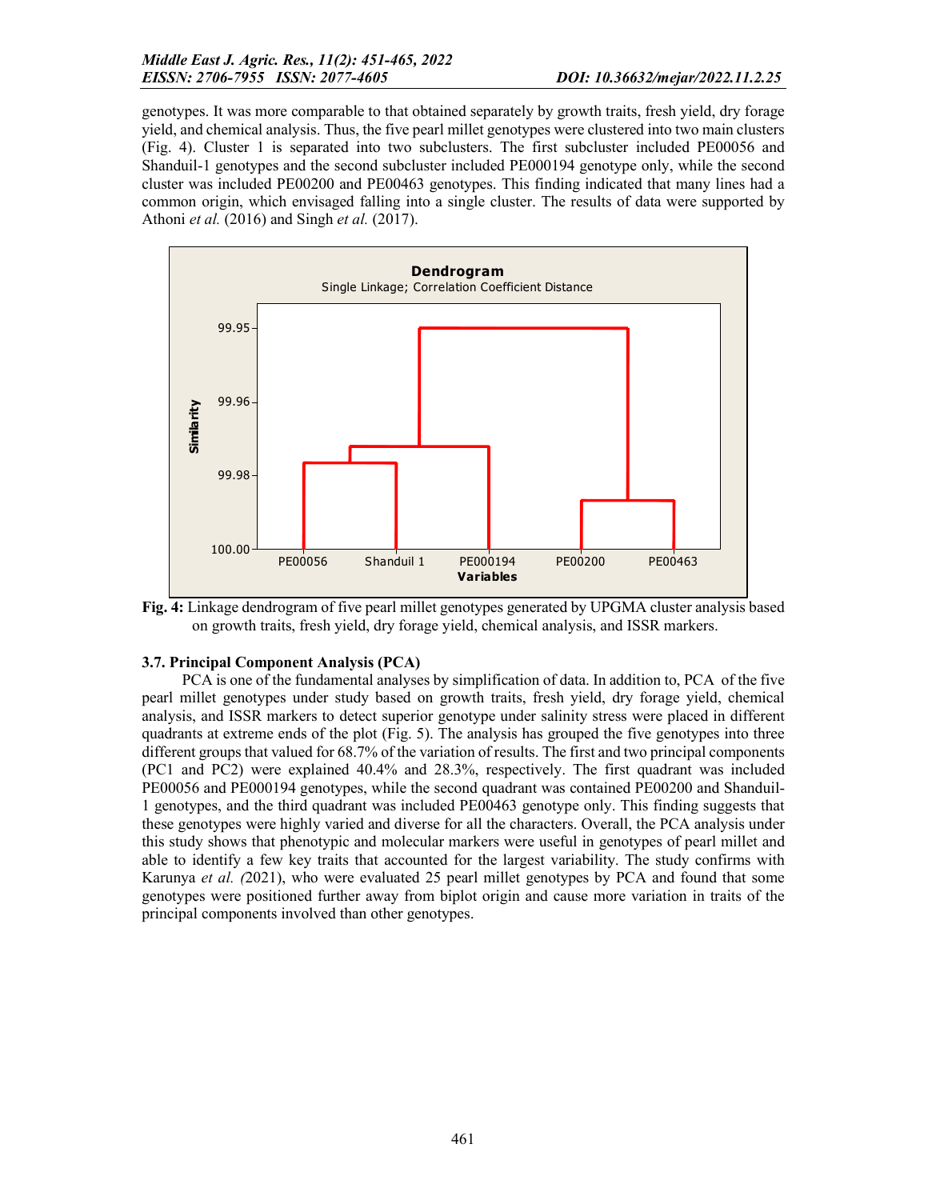genotypes. It was more comparable to that obtained separately by growth traits, fresh yield, dry forage yield, and chemical analysis. Thus, the five pearl millet genotypes were clustered into two main clusters (Fig. 4). Cluster 1 is separated into two subclusters. The first subcluster included PE00056 and Shanduil-1 genotypes and the second subcluster included PE000194 genotype only, while the second cluster was included PE00200 and PE00463 genotypes. This finding indicated that many lines had a common origin, which envisaged falling into a single cluster. The results of data were supported by Athoni *et al.* (2016) and Singh *et al.* (2017).

**Fig. 4:** Linkage dendrogram of five pearl millet genotypes generated by UPGMA cluster analysis based on growth traits, fresh yield, dry forage yield, chemical analysis, and ISSR markers.

### 3.7. Principal Component Analysis (PCA)

PCA is one of the fundamental analyses by simplification of data. In addition to, PCA of the five pearl millet genotypes under study based on growth traits, fresh yield, dry forage yield, chemical analysis, and ISSR markers to detect superior genotype under salinity stress were placed in different quadrants at extreme ends of the plot (Fig. 5). The analysis has grouped the five genotypes into three different groups that valued for 68.7% of the variation of results. The first and two principal components (PC1 and PC2) were explained 40.4% and 28.3%, respectively. The first quadrant was included PE00056 and PE000194 genotypes, while the second quadrant was contained PE00200 and Shanduil-1 genotypes, and the third quadrant was included PE00463 genotype only. This finding suggests that these genotypes were highly varied and diverse for all the characters. Overall, the PCA analysis under this study shows that phenotypic and molecular markers were useful in genotypes of pearl millet and able to identify a few key traits that accounted for the largest variability. The study confirms with Karunya *et al. (*2021), who were evaluated 25 pearl millet genotypes by PCA and found that some genotypes were positioned further away from biplot origin and cause more variation in traits of the principal components involved than other genotypes.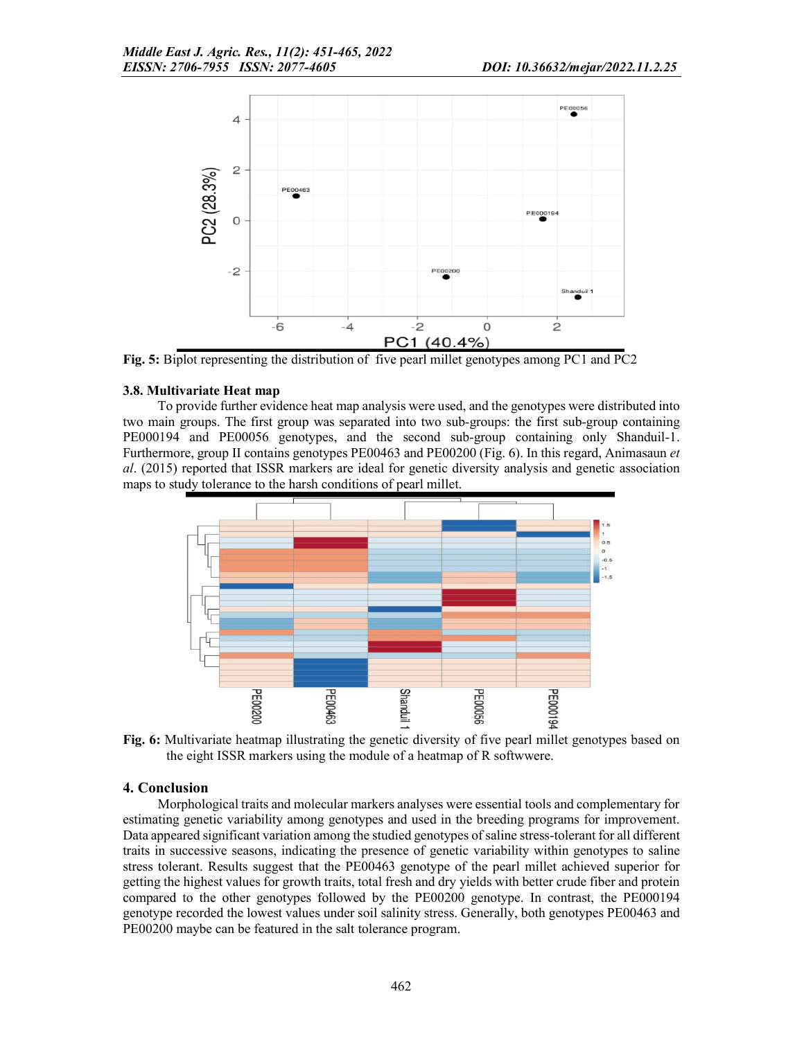Fig. 5: Biplot representing the distribution of five pearl millet genotypes among PC1 and PC2

### 3.8. Multivariate Heat map

To provide further evidence heat map analysis were used, and the genotypes were distributed into two main groups. The first group was separated into two sub-groups: the first sub-group containing PE000194 and PE00056 genotypes, and the second sub-group containing only Shanduil-1. Furthermore, group II contains genotypes PE00463 and PE00200 (Fig. 6). In this regard, Animasaun *et al*. (2015) reported that ISSR markers are ideal for genetic diversity analysis and genetic association maps to study tolerance to the harsh conditions of pearl millet.

Fig. 6: Multivariate heatmap illustrating the genetic diversity of five pearl millet genotypes based on the eight ISSR markers using the module of a heatmap of R softwwere.

## 4. Conclusion

Morphological traits and molecular markers analyses were essential tools and complementary for estimating genetic variability among genotypes and used in the breeding programs for improvement. Data appeared significant variation among the studied genotypes of saline stress-tolerant for all different traits in successive seasons, indicating the presence of genetic variability within genotypes to saline stress tolerant. Results suggest that the PE00463 genotype of the pearl millet achieved superior for getting the highest values for growth traits, total fresh and dry yields with better crude fiber and protein compared to the other genotypes followed by the PE00200 genotype. In contrast, the PE000194 genotype recorded the lowest values under soil salinity stress. Generally, both genotypes PE00463 and PE00200 maybe can be featured in the salt tolerance program.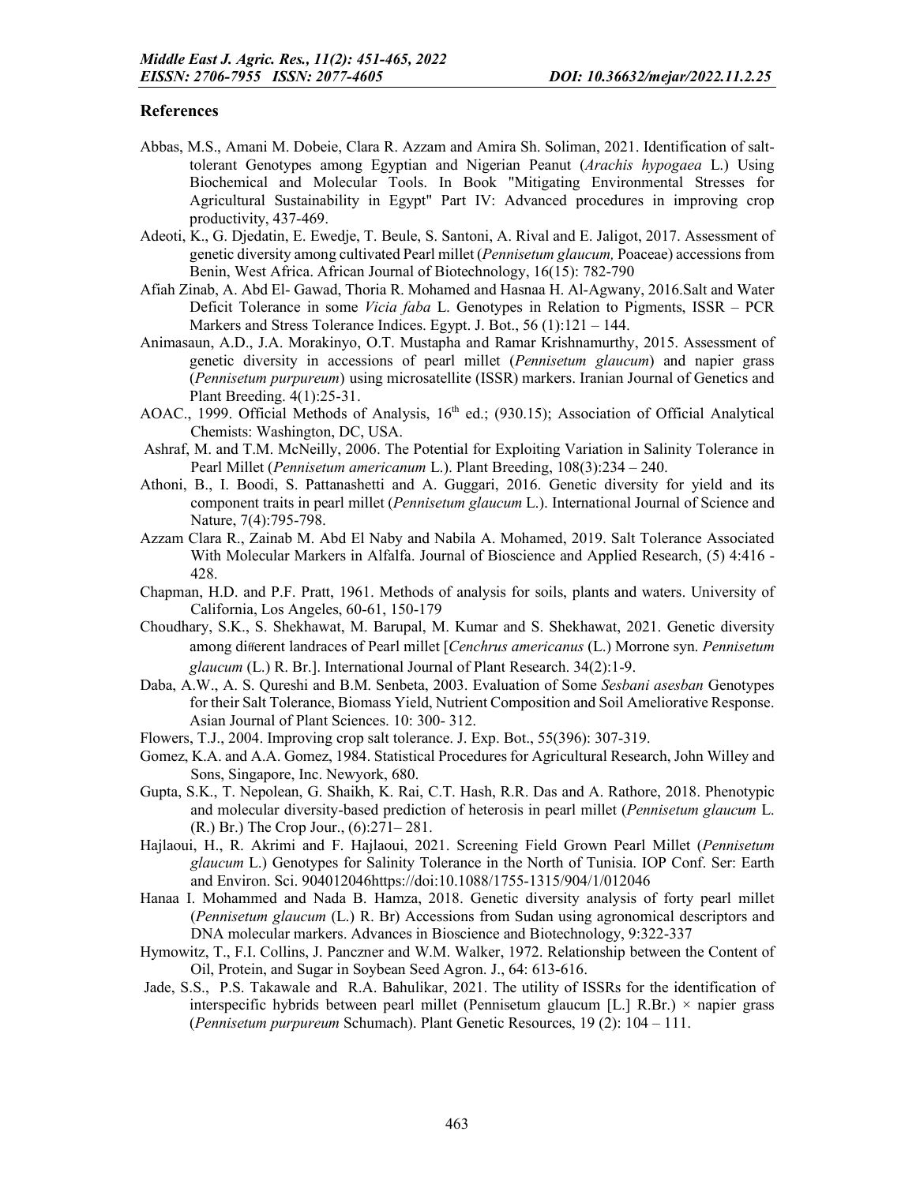## References

Abbas, M.S., Amani M. Dobeie, Clara R. Azzam and Amira Sh. Soliman, 2021. Identification of salt-tolerant Genotypes among Egyptian and Nigerian Peanut (*Arachis hypogaea* L.) Using Biochemical and Molecular Tools. In Book "Mitigating Environmental Stresses for Agricultural Sustainability in Egypt" Part IV: Advanced procedures in improving crop productivity, 437-469.

Adeoti, K., G. Djedatin, E. Ewedje, T. Beule, S. Santoni, A. Rival and E. Jaligot, 2017. Assessment of genetic diversity among cultivated Pearl millet (*Pennisetum glaucum,* Poaceae) accessions from Benin, West Africa. African Journal of Biotechnology, 16(15): 782-790

Afiah Zinab, A. Abd El- Gawad, Thoria R. Mohamed and Hasnaa H. Al-Agwany, 2016.Salt and Water Deficit Tolerance in some *Vicia faba* L. Genotypes in Relation to Pigments, ISSR – PCR Markers and Stress Tolerance Indices. Egypt. J. Bot., 56 (1):121 – 144.

Animasaun, A.D., J.A. Morakinyo, O.T. Mustapha and Ramar Krishnamurthy, 2015. Assessment of genetic diversity in accessions of pearl millet (*Pennisetum glaucum*) and napier grass (*Pennisetum purpureum*) using microsatellite (ISSR) markers. Iranian Journal of Genetics and Plant Breeding. 4(1):25-31.

AOAC., 1999. Official Methods of Analysis, 16th ed.; (930.15); Association of Official Analytical Chemists: Washington, DC, USA.

Ashraf, M. and T.M. McNeilly, 2006. The Potential for Exploiting Variation in Salinity Tolerance in Pearl Millet (*Pennisetum americanum* L.). Plant Breeding, 108(3):234 – 240.

Athoni, B., I. Boodi, S. Pattanashetti and A. Guggari, 2016. Genetic diversity for yield and its component traits in pearl millet (*Pennisetum glaucum* L.). International Journal of Science and Nature, 7(4):795-798.

Azzam Clara R., Zainab M. Abd El Naby and Nabila A. Mohamed, 2019. Salt Tolerance Associated With Molecular Markers in Alfalfa. Journal of Bioscience and Applied Research, (5) 4:416 - 428.

Chapman, H.D. and P.F. Pratt, 1961. Methods of analysis for soils, plants and waters. University of California, Los Angeles, 60-61, 150-179

Choudhary, S.K., S. Shekhawat, M. Barupal, M. Kumar and S. Shekhawat, 2021. Genetic diversity among different landraces of Pearl millet [*Cenchrus americanus* (L.) Morrone syn. *Pennisetum glaucum* (L.) R. Br.]. International Journal of Plant Research. 34(2):1-9.

Daba, A.W., A. S. Qureshi and B.M. Senbeta, 2003. Evaluation of Some *Sesbani asesban* Genotypes for their Salt Tolerance, Biomass Yield, Nutrient Composition and Soil Ameliorative Response. Asian Journal of Plant Sciences. 10: 300- 312.

Flowers, T.J., 2004. Improving crop salt tolerance. J. Exp. Bot., 55(396): 307-319.

Gomez, K.A. and A.A. Gomez, 1984. Statistical Procedures for Agricultural Research, John Willey and Sons, Singapore, Inc. Newyork, 680.

Gupta, S.K., T. Nepolean, G. Shaikh, K. Rai, C.T. Hash, R.R. Das and A. Rathore, 2018. Phenotypic and molecular diversity-based prediction of heterosis in pearl millet (*Pennisetum glaucum* L. (R.) Br.) The Crop Jour., (6):271– 281.

Hajlaoui, H., R. Akrimi and F. Hajlaoui, 2021. Screening Field Grown Pearl Millet (*Pennisetum glaucum* L.) Genotypes for Salinity Tolerance in the North of Tunisia. IOP Conf. Ser: Earth and Environ. Sci. 904012046https://doi:10.1088/1755-1315/904/1/012046

Hanaa I. Mohammed and Nada B. Hamza, 2018. Genetic diversity analysis of forty pearl millet (*Pennisetum glaucum* (L.) R. Br) Accessions from Sudan using agronomical descriptors and DNA molecular markers. Advances in Bioscience and Biotechnology, 9:322-337

Hymowitz, T., F.I. Collins, J. Panczner and W.M. Walker, 1972. Relationship between the Content of Oil, Protein, and Sugar in Soybean Seed Agron. J., 64: 613-616.

Jade, S.S., P.S. Takawale and R.A. Bahulikar, 2021. The utility of ISSRs for the identification of interspecific hybrids between pearl millet (Pennisetum glaucum [L.] R.Br.) × napier grass (*Pennisetum purpureum* Schumach). Plant Genetic Resources, 19 (2): 104 – 111.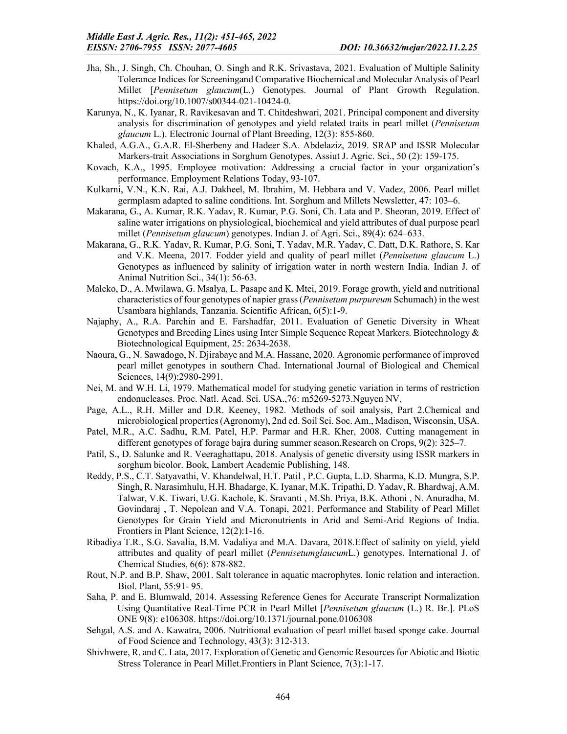Jha, Sh., J. Singh, Ch. Chouhan, O. Singh and R.K. Srivastava, 2021. Evaluation of Multiple Salinity Tolerance Indices for Screeningand Comparative Biochemical and Molecular Analysis of Pearl Millet [*Pennisetum glaucum*(L.) Genotypes. Journal of Plant Growth Regulation. https://doi.org/10.1007/s00344-021-10424-0.

Karunya, N., K. Iyanar, R. Ravikesavan and T. Chitdeshwari, 2021. Principal component and diversity analysis for discrimination of genotypes and yield related traits in pearl millet (*Pennisetum glaucum* L.). Electronic Journal of Plant Breeding, 12(3): 855-860.

Khaled, A.G.A., G.A.R. El-Sherbeny and Hadeer S.A. Abdelaziz, 2019. SRAP and ISSR Molecular Markers-trait Associations in Sorghum Genotypes. Assiut J. Agric. Sci., 50 (2): 159-175.

Kovach, K.A., 1995. Employee motivation: Addressing a crucial factor in your organization's performance. Employment Relations Today, 93-107.

Kulkarni, V.N., K.N. Rai, A.J. Dakheel, M. Ibrahim, M. Hebbara and V. Vadez, 2006. Pearl millet germplasm adapted to saline conditions. Int. Sorghum and Millets Newsletter, 47: 103–6.

Makarana, G., A. Kumar, R.K. Yadav, R. Kumar, P.G. Soni, Ch. Lata and P. Sheoran, 2019. Effect of saline water irrigations on physiological, biochemical and yield attributes of dual purpose pearl millet (*Pennisetum glaucum*) genotypes. Indian J. of Agri. Sci., 89(4): 624–633.

Makarana, G., R.K. Yadav, R. Kumar, P.G. Soni, T. Yadav, M.R. Yadav, C. Datt, D.K. Rathore, S. Kar and V.K. Meena, 2017. Fodder yield and quality of pearl millet (*Pennisetum glaucum* L.) Genotypes as influenced by salinity of irrigation water in north western India. Indian J. of Animal Nutrition Sci., 34(1): 56-63.

Maleko, D., A. Mwilawa, G. Msalya, L. Pasape and K. Mtei, 2019. Forage growth, yield and nutritional characteristics of four genotypes of napier grass (*Pennisetum purpureum* Schumach) in the west Usambara highlands, Tanzania. Scientific African, 6(5):1-9.

Najaphy, A., R.A. Parchin and E. Farshadfar, 2011. Evaluation of Genetic Diversity in Wheat Genotypes and Breeding Lines using Inter Simple Sequence Repeat Markers. Biotechnology & Biotechnological Equipment, 25: 2634-2638.

Naoura, G., N. Sawadogo, N. Djirabaye and M.A. Hassane, 2020. Agronomic performance of improved pearl millet genotypes in southern Chad. International Journal of Biological and Chemical Sciences, 14(9):2980-2991.

Nei, M. and W.H. Li, 1979. Mathematical model for studying genetic variation in terms of restriction endonucleases. Proc. Natl. Acad. Sci. USA.,76: m5269-5273.Nguyen NV,

Page, A.L., R.H. Miller and D.R. Keeney, 1982. Methods of soil analysis, Part 2.Chemical and microbiological properties (Agronomy), 2nd ed. Soil Sci. Soc. Am., Madison, Wisconsin, USA.

Patel, M.R., A.C. Sadhu, R.M. Patel, H.P. Parmar and H.R. Kher, 2008. Cutting management in different genotypes of forage bajra during summer season.Research on Crops, 9(2): 325–7.

Patil, S., D. Salunke and R. Veeraghattapu, 2018. Analysis of genetic diversity using ISSR markers in sorghum bicolor. Book, Lambert Academic Publishing, 148.

Reddy, P.S., C.T. Satyavathi, V. Khandelwal, H.T. Patil , P.C. Gupta, L.D. Sharma, K.D. Mungra, S.P. Singh, R. Narasimhulu, H.H. Bhadarge, K. Iyanar, M.K. Tripathi, D. Yadav, R. Bhardwaj, A.M. Talwar, V.K. Tiwari, U.G. Kachole, K. Sravanti , M.Sh. Priya, B.K. Athoni , N. Anuradha, M. Govindaraj , T. Nepolean and V.A. Tonapi, 2021. Performance and Stability of Pearl Millet Genotypes for Grain Yield and Micronutrients in Arid and Semi-Arid Regions of India. Frontiers in Plant Science, 12(2):1-16.

Ribadiya T.R., S.G. Savalia, B.M. Vadaliya and M.A. Davara, 2018.Effect of salinity on yield, yield attributes and quality of pearl millet (*Pennisetumglaucum*L.) genotypes. International J. of Chemical Studies, 6(6): 878-882.

Rout, N.P. and B.P. Shaw, 2001. Salt tolerance in aquatic macrophytes. Ionic relation and interaction. Biol. Plant, 55:91- 95.

Saha, P. and E. Blumwald, 2014. Assessing Reference Genes for Accurate Transcript Normalization Using Quantitative Real-Time PCR in Pearl Millet [*Pennisetum glaucum* (L.) R. Br.]. PLoS ONE 9(8): e106308. https://doi.org/10.1371/journal.pone.0106308

Sehgal, A.S. and A. Kawatra, 2006. Nutritional evaluation of pearl millet based sponge cake. Journal of Food Science and Technology, 43(3): 312-313.

Shivhwere, R. and C. Lata, 2017. Exploration of Genetic and Genomic Resources for Abiotic and Biotic Stress Tolerance in Pearl Millet.Frontiers in Plant Science, 7(3):1-17.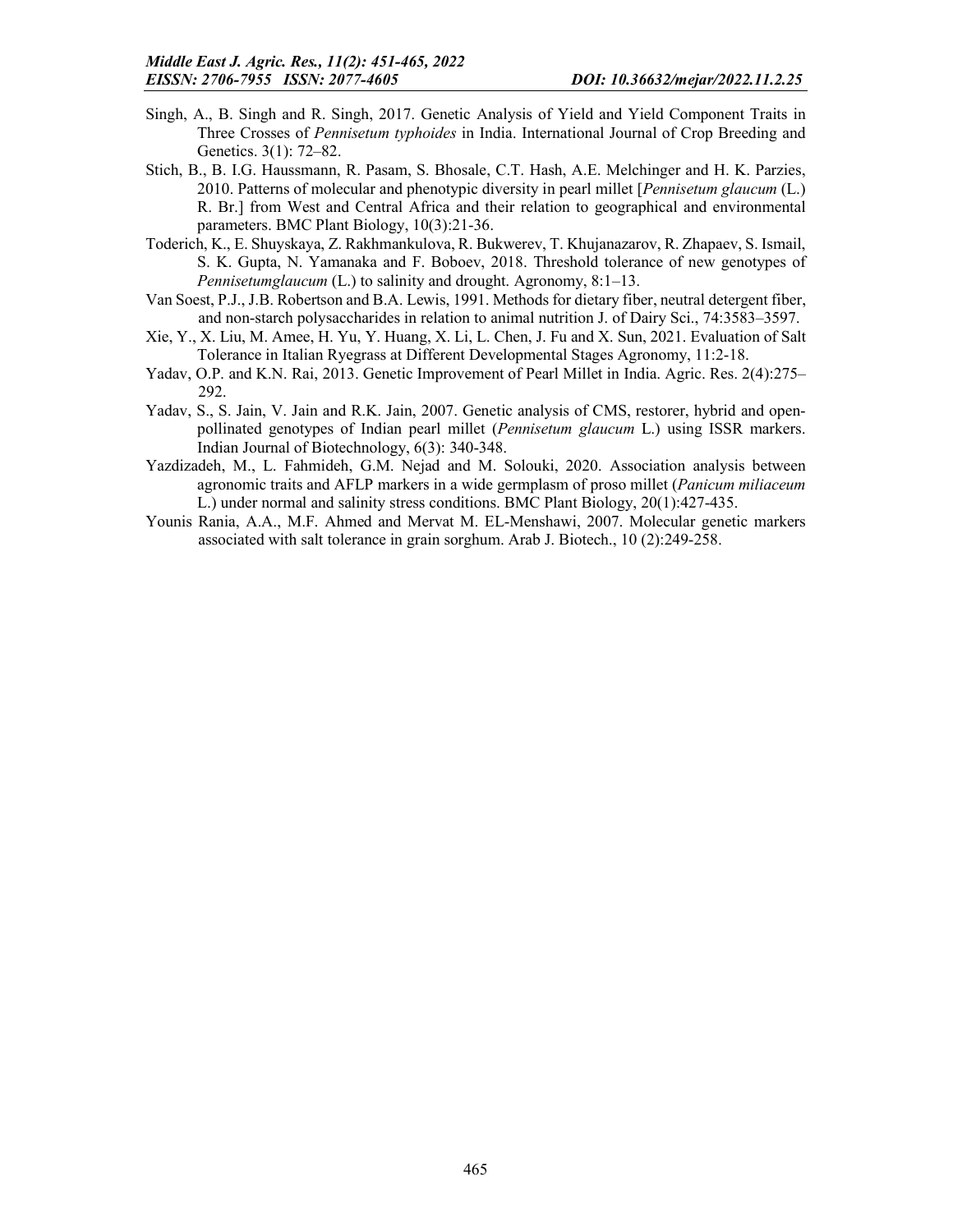Singh, A., B. Singh and R. Singh, 2017. Genetic Analysis of Yield and Yield Component Traits in Three Crosses of *Pennisetum typhoides* in India. International Journal of Crop Breeding and Genetics. 3(1): 72–82.

Stich, B., B. I.G. Haussmann, R. Pasam, S. Bhosale, C.T. Hash, A.E. Melchinger and H. K. Parzies, 2010. Patterns of molecular and phenotypic diversity in pearl millet [*Pennisetum glaucum* (L.) R. Br.] from West and Central Africa and their relation to geographical and environmental parameters. BMC Plant Biology, 10(3):21-36.

Toderich, K., E. Shuyskaya, Z. Rakhmankulova, R. Bukwerev, T. Khujanazarov, R. Zhapaev, S. Ismail, S. K. Gupta, N. Yamanaka and F. Boboev, 2018. Threshold tolerance of new genotypes of *Pennisetumglaucum* (L.) to salinity and drought. Agronomy, 8:1–13.

Van Soest, P.J., J.B. Robertson and B.A. Lewis, 1991. Methods for dietary fiber, neutral detergent fiber, and non-starch polysaccharides in relation to animal nutrition J. of Dairy Sci., 74:3583–3597.

Xie, Y., X. Liu, M. Amee, H. Yu, Y. Huang, X. Li, L. Chen, J. Fu and X. Sun, 2021. Evaluation of Salt Tolerance in Italian Ryegrass at Different Developmental Stages Agronomy, 11:2-18.

Yadav, O.P. and K.N. Rai, 2013. Genetic Improvement of Pearl Millet in India. Agric. Res. 2(4):275–292.

Yadav, S., S. Jain, V. Jain and R.K. Jain, 2007. Genetic analysis of CMS, restorer, hybrid and open-pollinated genotypes of Indian pearl millet (*Pennisetum glaucum* L.) using ISSR markers. Indian Journal of Biotechnology, 6(3): 340-348.

Yazdizadeh, M., L. Fahmideh, G.M. Nejad and M. Solouki, 2020. Association analysis between agronomic traits and AFLP markers in a wide germplasm of proso millet (*Panicum miliaceum* L.) under normal and salinity stress conditions. BMC Plant Biology, 20(1):427-435.

Younis Rania, A.A., M.F. Ahmed and Mervat M. EL-Menshawi, 2007. Molecular genetic markers associated with salt tolerance in grain sorghum. Arab J. Biotech., 10 (2):249-258.